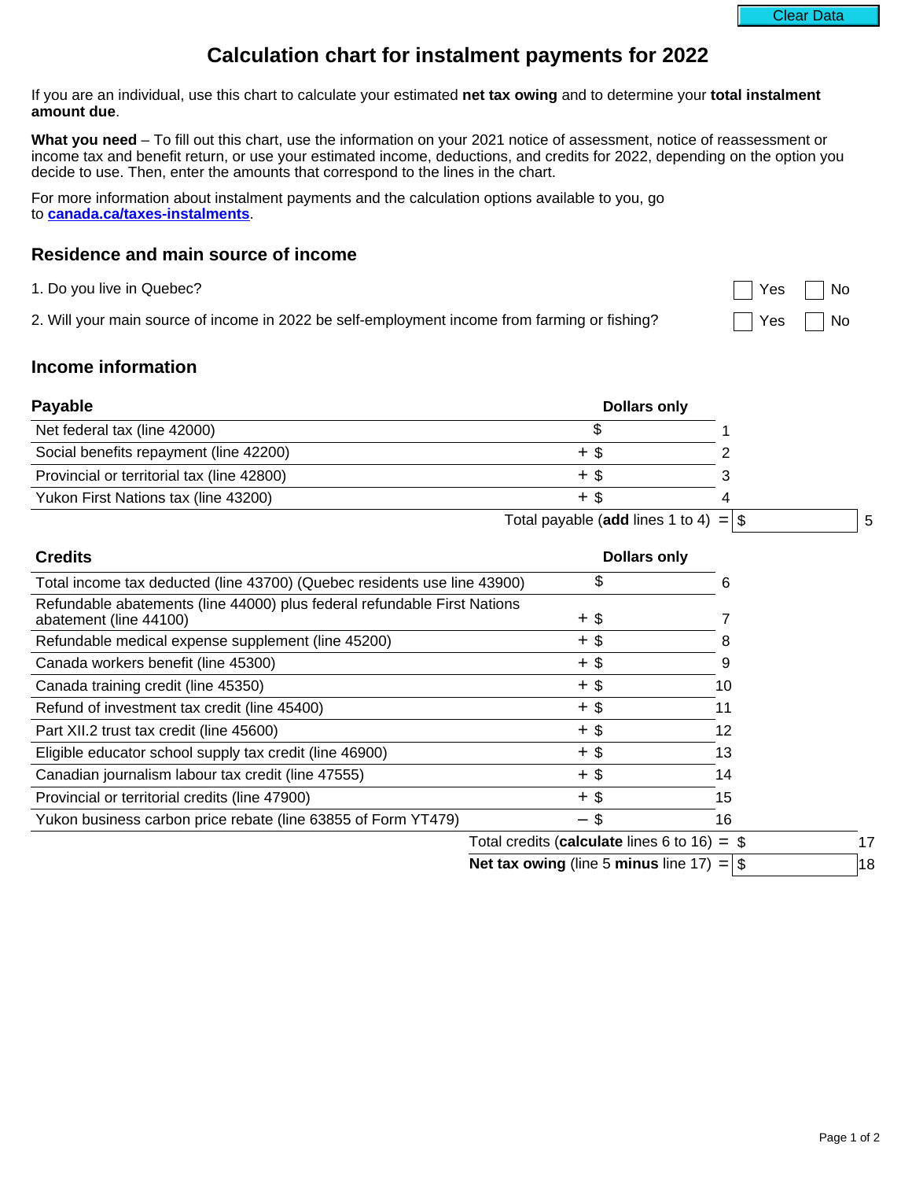# Calculation chart for instalment payments for 2022

If you are an individual, use this chart to calculate your estimated **net tax owing** and to determine your **total instalment amount due**.

**What you need** – To fill out this chart, use the information on your 2021 notice of assessment, notice of reassessment or income tax and benefit return, or use your estimated income, deductions, and credits for 2022, depending on the option you decide to use. Then, enter the amounts that correspond to the lines in the chart.

For more information about instalment payments and the calculation options available to you, go to **canada.ca/taxes-instalments**.

## Residence and main source of income

1. Do you live in Quebec? ☐ Yes ☐ No
2. Will your main source of income in 2022 be self-employment income from farming or fishing? ☐ Yes ☐ No

## Income information

| Payable | Dollars only | Line | | |
|---|---|---|---|---|
| Net federal tax (line 42000) | $ | 1 | | |
| Social benefits repayment (line 42200) | + $ | 2 | | |
| Provincial or territorial tax (line 42800) | + $ | 3 | | |
| Yukon First Nations tax (line 43200) | + $ | 4 | | |
| Total payable (**add** lines 1 to 4) | | = | $ | 5 |

| Credits | Dollars only | Line | | |
|---|---|---|---|---|
| Total income tax deducted (line 43700) (Quebec residents use line 43900) | $ | 6 | | |
| Refundable abatements (line 44000) plus federal refundable First Nations abatement (line 44100) | + $ | 7 | | |
| Refundable medical expense supplement (line 45200) | + $ | 8 | | |
| Canada workers benefit (line 45300) | + $ | 9 | | |
| Canada training credit (line 45350) | + $ | 10 | | |
| Refund of investment tax credit (line 45400) | + $ | 11 | | |
| Part XII.2 trust tax credit (line 45600) | + $ | 12 | | |
| Eligible educator school supply tax credit (line 46900) | + $ | 13 | | |
| Canadian journalism labour tax credit (line 47555) | + $ | 14 | | |
| Provincial or territorial credits (line 47900) | + $ | 15 | | |
| Yukon business carbon price rebate (line 63855 of Form YT479) | – $ | 16 | | |
| Total credits (**calculate** lines 6 to 16) | | = | $ | 17 |
| **Net tax owing** (line 5 **minus** line 17) | | = | $ | 18 |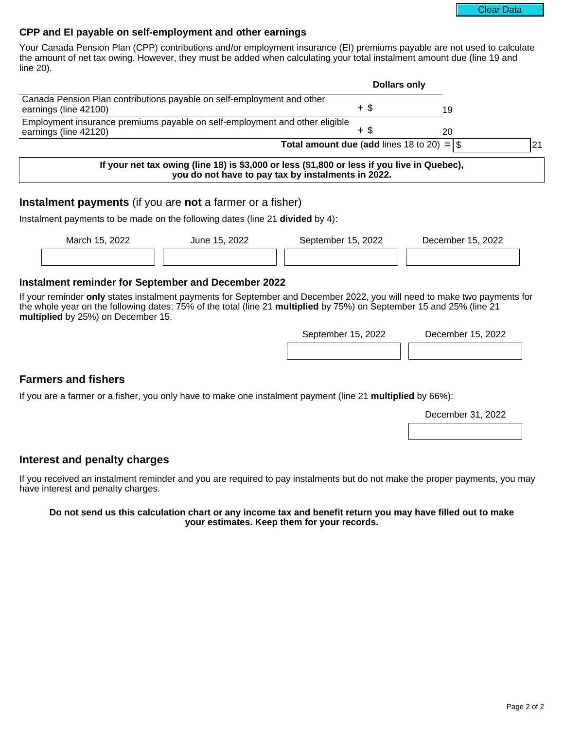## CPP and EI payable on self-employment and other earnings

Your Canada Pension Plan (CPP) contributions and/or employment insurance (EI) premiums payable are not used to calculate the amount of net tax owing. However, they must be added when calculating your total instalment amount due (line 19 and line 20).

| | Dollars only | | | |
|---|---|---|---|---|
| Canada Pension Plan contributions payable on self-employment and other earnings (line 42100) | + $ | 19 | | |
| Employment insurance premiums payable on self-employment and other eligible earnings (line 42120) | + $ | 20 | | |
| **Total amount due** (**add** lines 18 to 20) = | | | $ | 21 |

**If your net tax owing (line 18) is $3,000 or less ($1,800 or less if you live in Quebec), you do not have to pay tax by instalments in 2022.**

## Instalment payments (if you are **not** a farmer or a fisher)

Instalment payments to be made on the following dates (line 21 **divided** by 4):

| March 15, 2022 | June 15, 2022 | September 15, 2022 | December 15, 2022 |
|---|---|---|---|
| | | | |

### Instalment reminder for September and December 2022

If your reminder **only** states instalment payments for September and December 2022, you will need to make two payments for the whole year on the following dates: 75% of the total (line 21 **multiplied** by 75%) on September 15 and 25% (line 21 **multiplied** by 25%) on December 15.

| September 15, 2022 | December 15, 2022 |
|---|---|
| | |

## Farmers and fishers

If you are a farmer or a fisher, you only have to make one instalment payment (line 21 **multiplied** by 66%):

| December 31, 2022 |
|---|
| |

## Interest and penalty charges

If you received an instalment reminder and you are required to pay instalments but do not make the proper payments, you may have interest and penalty charges.

**Do not send us this calculation chart or any income tax and benefit return you may have filled out to make your estimates. Keep them for your records.**